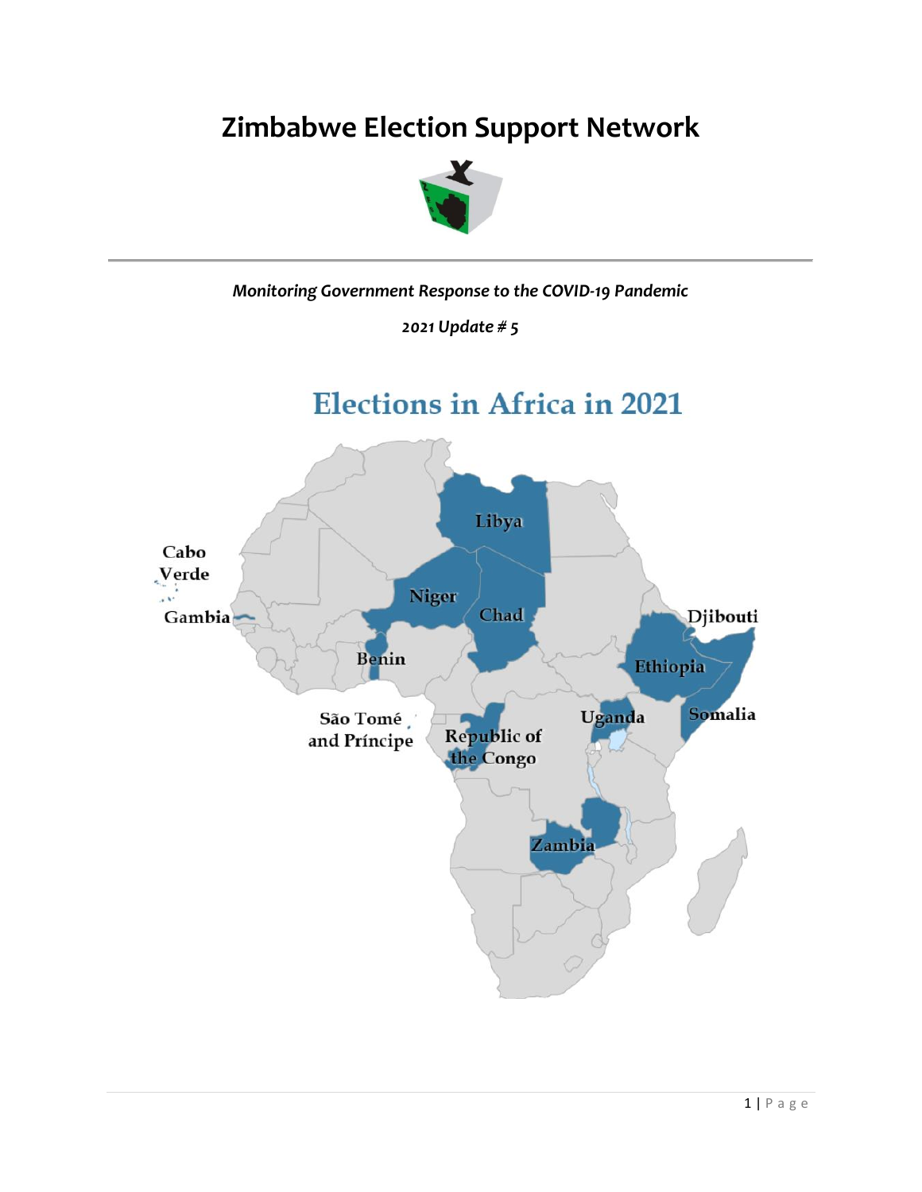# Zimbabwe Election Support Network

*Monitoring Government Response to the COVID-19 Pandemic*

*2021 Update # 5*

## Elections in Africa in 2021

Libya
Cabo Verde
Niger
Chad
Djibouti
Gambia
Benin
Ethiopia
Somalia
São Tomé and Príncipe
Uganda
Republic of the Congo
Zambia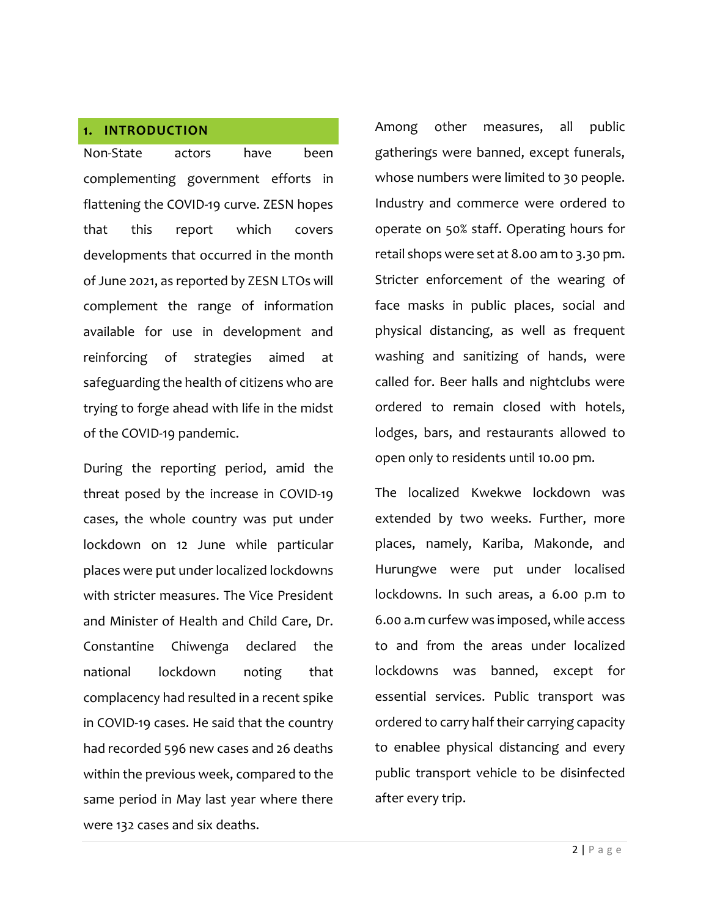# 1. INTRODUCTION

Non-State actors have been complementing government efforts in flattening the COVID-19 curve. ZESN hopes that this report which covers developments that occurred in the month of June 2021, as reported by ZESN LTOs will complement the range of information available for use in development and reinforcing of strategies aimed at safeguarding the health of citizens who are trying to forge ahead with life in the midst of the COVID-19 pandemic.

During the reporting period, amid the threat posed by the increase in COVID-19 cases, the whole country was put under lockdown on 12 June while particular places were put under localized lockdowns with stricter measures. The Vice President and Minister of Health and Child Care, Dr. Constantine Chiwenga declared the national lockdown noting that complacency had resulted in a recent spike in COVID-19 cases. He said that the country had recorded 596 new cases and 26 deaths within the previous week, compared to the same period in May last year where there were 132 cases and six deaths.

Among other measures, all public gatherings were banned, except funerals, whose numbers were limited to 30 people. Industry and commerce were ordered to operate on 50% staff. Operating hours for retail shops were set at 8.00 am to 3.30 pm. Stricter enforcement of the wearing of face masks in public places, social and physical distancing, as well as frequent washing and sanitizing of hands, were called for. Beer halls and nightclubs were ordered to remain closed with hotels, lodges, bars, and restaurants allowed to open only to residents until 10.00 pm.

The localized Kwekwe lockdown was extended by two weeks. Further, more places, namely, Kariba, Makonde, and Hurungwe were put under localised lockdowns. In such areas, a 6.00 p.m to 6.00 a.m curfew was imposed, while access to and from the areas under localized lockdowns was banned, except for essential services. Public transport was ordered to carry half their carrying capacity to enablee physical distancing and every public transport vehicle to be disinfected after every trip.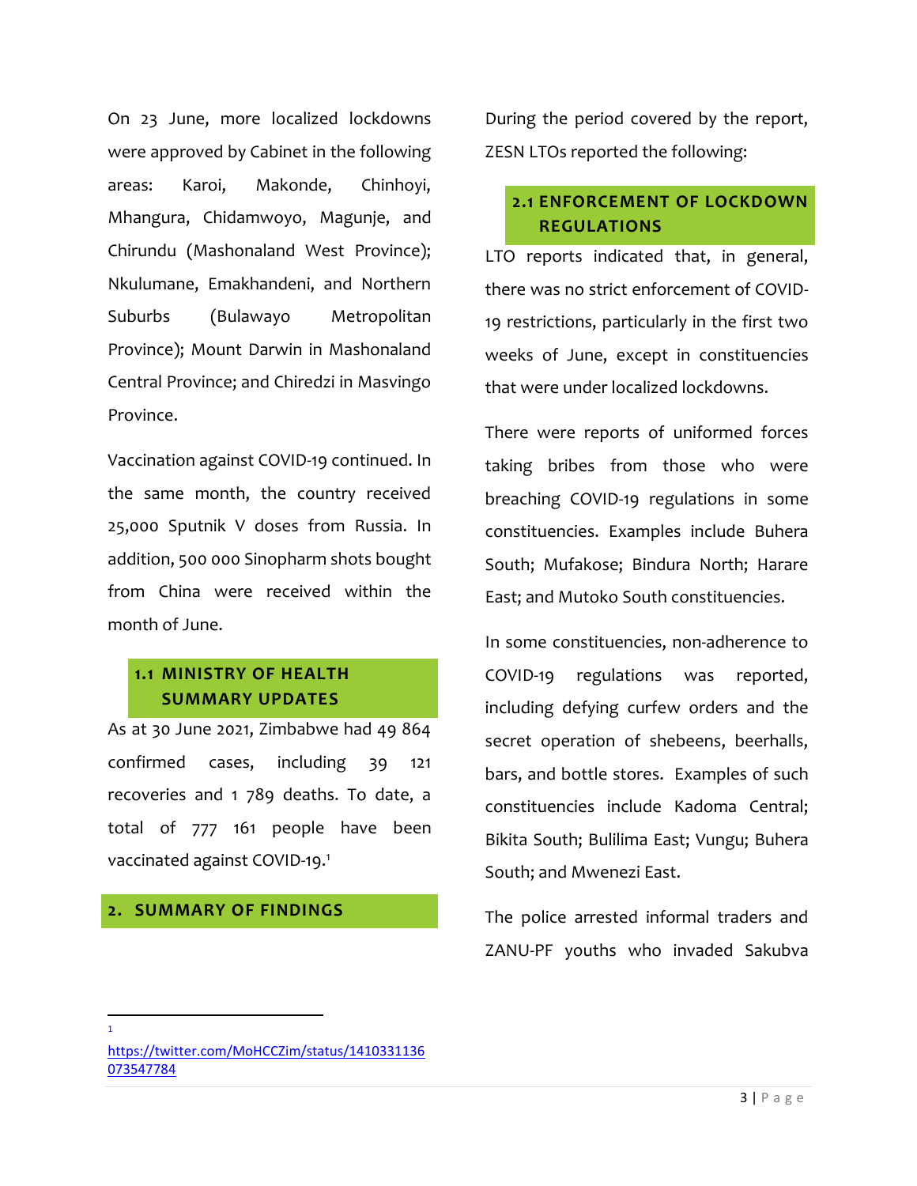On 23 June, more localized lockdowns were approved by Cabinet in the following areas: Karoi, Makonde, Chinhoyi, Mhangura, Chidamwoyo, Magunje, and Chirundu (Mashonaland West Province); Nkulumane, Emakhandeni, and Northern Suburbs (Bulawayo Metropolitan Province); Mount Darwin in Mashonaland Central Province; and Chiredzi in Masvingo Province.

Vaccination against COVID-19 continued. In the same month, the country received 25,000 Sputnik V doses from Russia. In addition, 500 000 Sinopharm shots bought from China were received within the month of June.

### 1.1 MINISTRY OF HEALTH SUMMARY UPDATES

As at 30 June 2021, Zimbabwe had 49 864 confirmed cases, including 39 121 recoveries and 1 789 deaths. To date, a total of 777 161 people have been vaccinated against COVID-19.[1]

## 2. SUMMARY OF FINDINGS

During the period covered by the report, ZESN LTOs reported the following:

### 2.1 ENFORCEMENT OF LOCKDOWN REGULATIONS

LTO reports indicated that, in general, there was no strict enforcement of COVID-19 restrictions, particularly in the first two weeks of June, except in constituencies that were under localized lockdowns.

There were reports of uniformed forces taking bribes from those who were breaching COVID-19 regulations in some constituencies. Examples include Buhera South; Mufakose; Bindura North; Harare East; and Mutoko South constituencies.

In some constituencies, non-adherence to COVID-19 regulations was reported, including defying curfew orders and the secret operation of shebeens, beerhalls, bars, and bottle stores. Examples of such constituencies include Kadoma Central; Bikita South; Bulilima East; Vungu; Buhera South; and Mwenezi East.

The police arrested informal traders and ZANU-PF youths who invaded Sakubva

---

[1] https://twitter.com/MoHCCZim/status/1410331136073547784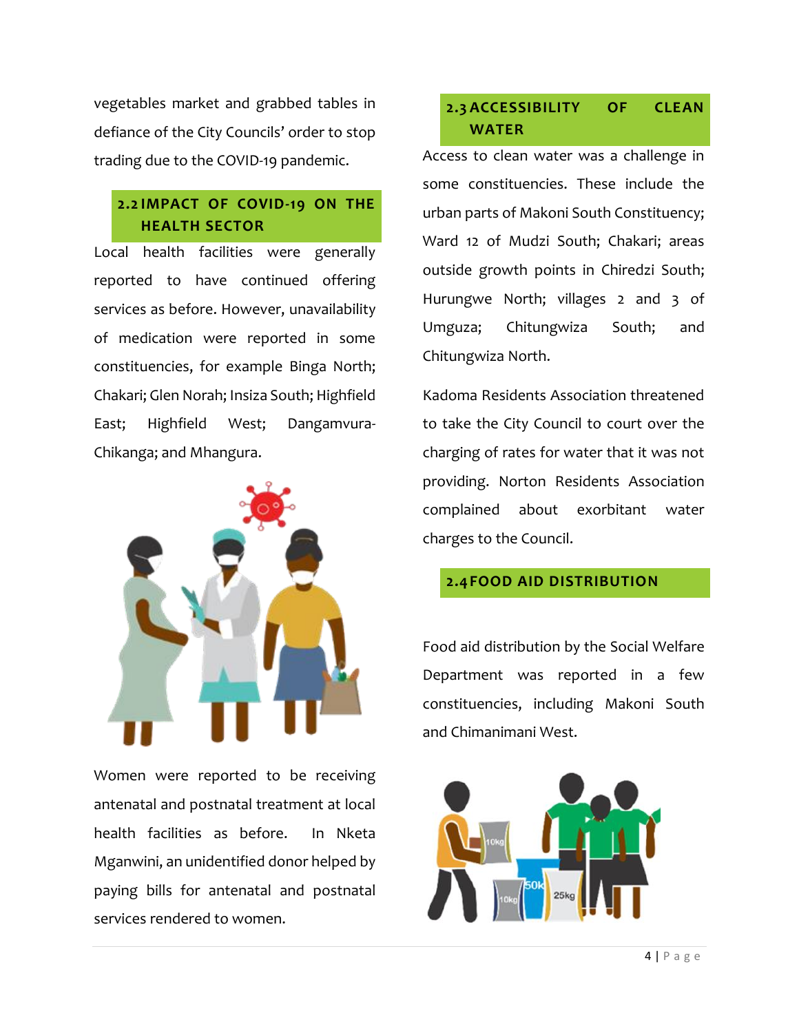vegetables market and grabbed tables in defiance of the City Councils' order to stop trading due to the COVID-19 pandemic.

## 2.2 IMPACT OF COVID-19 ON THE HEALTH SECTOR

Local health facilities were generally reported to have continued offering services as before. However, unavailability of medication were reported in some constituencies, for example Binga North; Chakari; Glen Norah; Insiza South; Highfield East; Highfield West; Dangamvura-Chikanga; and Mhangura.

Women were reported to be receiving antenatal and postnatal treatment at local health facilities as before. In Nketa Mganwini, an unidentified donor helped by paying bills for antenatal and postnatal services rendered to women.

## 2.3 ACCESSIBILITY OF CLEAN WATER

Access to clean water was a challenge in some constituencies. These include the urban parts of Makoni South Constituency; Ward 12 of Mudzi South; Chakari; areas outside growth points in Chiredzi South; Hurungwe North; villages 2 and 3 of Umguza; Chitungwiza South; and Chitungwiza North.

Kadoma Residents Association threatened to take the City Council to court over the charging of rates for water that it was not providing. Norton Residents Association complained about exorbitant water charges to the Council.

## 2.4 FOOD AID DISTRIBUTION

Food aid distribution by the Social Welfare Department was reported in a few constituencies, including Makoni South and Chimanimani West.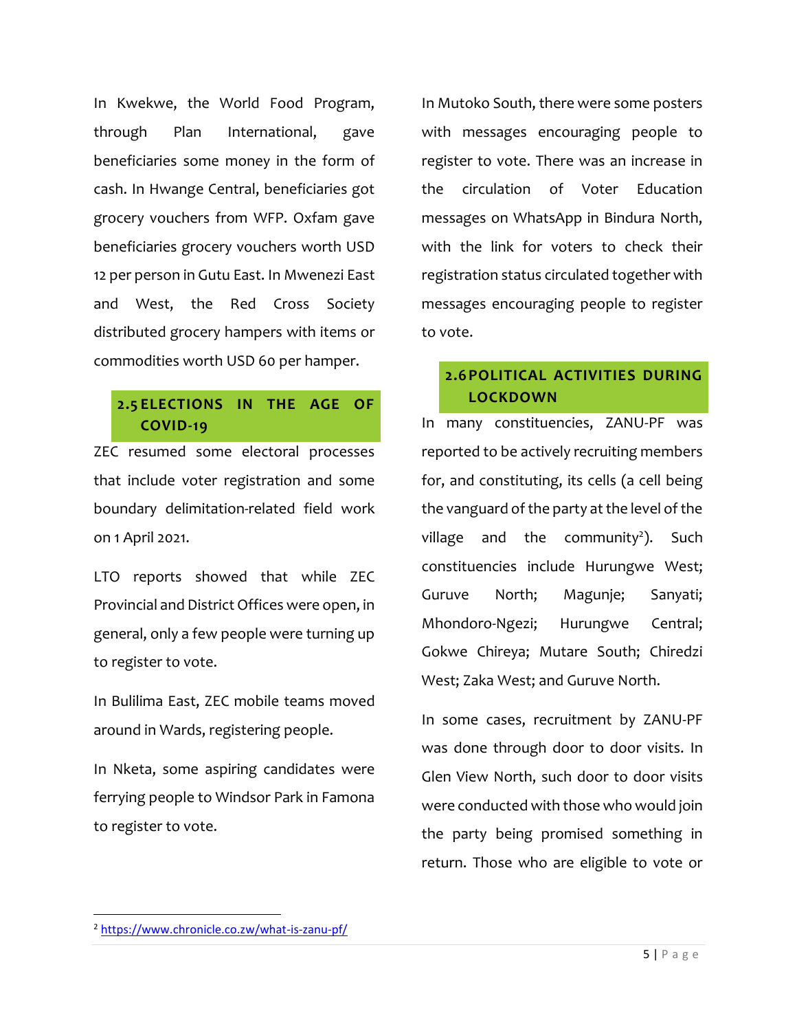In Kwekwe, the World Food Program, through Plan International, gave beneficiaries some money in the form of cash. In Hwange Central, beneficiaries got grocery vouchers from WFP. Oxfam gave beneficiaries grocery vouchers worth USD 12 per person in Gutu East. In Mwenezi East and West, the Red Cross Society distributed grocery hampers with items or commodities worth USD 60 per hamper.

## 2.5 ELECTIONS IN THE AGE OF COVID-19

ZEC resumed some electoral processes that include voter registration and some boundary delimitation-related field work on 1 April 2021.

LTO reports showed that while ZEC Provincial and District Offices were open, in general, only a few people were turning up to register to vote.

In Bulilima East, ZEC mobile teams moved around in Wards, registering people.

In Nketa, some aspiring candidates were ferrying people to Windsor Park in Famona to register to vote.

In Mutoko South, there were some posters with messages encouraging people to register to vote. There was an increase in the circulation of Voter Education messages on WhatsApp in Bindura North, with the link for voters to check their registration status circulated together with messages encouraging people to register to vote.

## 2.6 POLITICAL ACTIVITIES DURING LOCKDOWN

In many constituencies, ZANU-PF was reported to be actively recruiting members for, and constituting, its cells (a cell being the vanguard of the party at the level of the village and the community[2]). Such constituencies include Hurungwe West; Guruve North; Magunje; Sanyati; Mhondoro-Ngezi; Hurungwe Central; Gokwe Chireya; Mutare South; Chiredzi West; Zaka West; and Guruve North.

In some cases, recruitment by ZANU-PF was done through door to door visits. In Glen View North, such door to door visits were conducted with those who would join the party being promised something in return. Those who are eligible to vote or

[2] https://www.chronicle.co.zw/what-is-zanu-pf/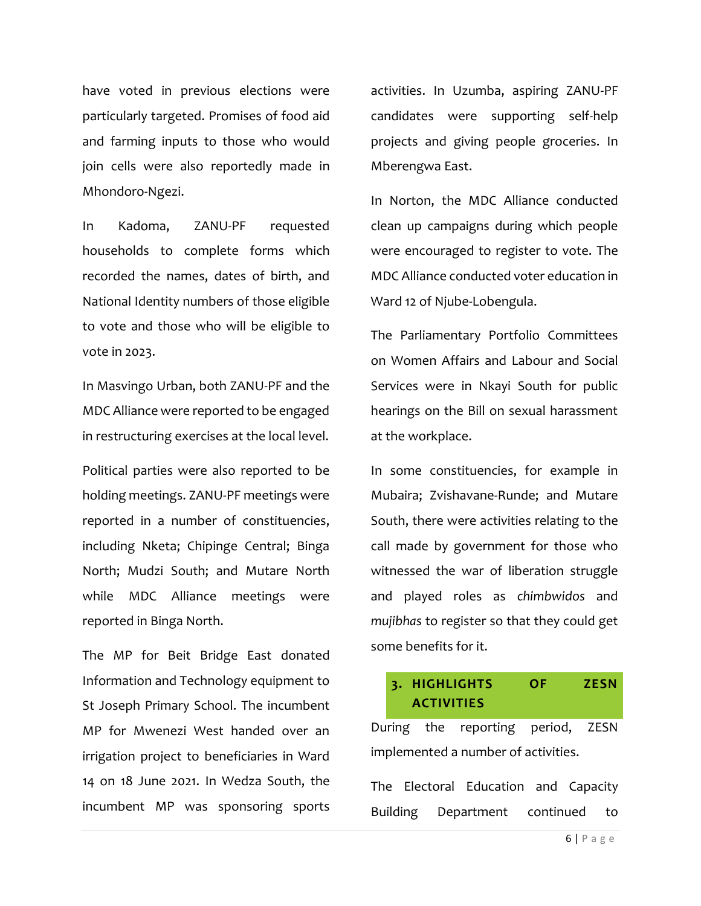have voted in previous elections were particularly targeted. Promises of food aid and farming inputs to those who would join cells were also reportedly made in Mhondoro-Ngezi.

In Kadoma, ZANU-PF requested households to complete forms which recorded the names, dates of birth, and National Identity numbers of those eligible to vote and those who will be eligible to vote in 2023.

In Masvingo Urban, both ZANU-PF and the MDC Alliance were reported to be engaged in restructuring exercises at the local level.

Political parties were also reported to be holding meetings. ZANU-PF meetings were reported in a number of constituencies, including Nketa; Chipinge Central; Binga North; Mudzi South; and Mutare North while MDC Alliance meetings were reported in Binga North.

The MP for Beit Bridge East donated Information and Technology equipment to St Joseph Primary School. The incumbent MP for Mwenezi West handed over an irrigation project to beneficiaries in Ward 14 on 18 June 2021. In Wedza South, the incumbent MP was sponsoring sports activities. In Uzumba, aspiring ZANU-PF candidates were supporting self-help projects and giving people groceries. In Mberengwa East.

In Norton, the MDC Alliance conducted clean up campaigns during which people were encouraged to register to vote. The MDC Alliance conducted voter education in Ward 12 of Njube-Lobengula.

The Parliamentary Portfolio Committees on Women Affairs and Labour and Social Services were in Nkayi South for public hearings on the Bill on sexual harassment at the workplace.

In some constituencies, for example in Mubaira; Zvishavane-Runde; and Mutare South, there were activities relating to the call made by government for those who witnessed the war of liberation struggle and played roles as *chimbwidos* and *mujibhas* to register so that they could get some benefits for it.

## 3. HIGHLIGHTS OF ZESN ACTIVITIES

During the reporting period, ZESN implemented a number of activities.

The Electoral Education and Capacity Building Department continued to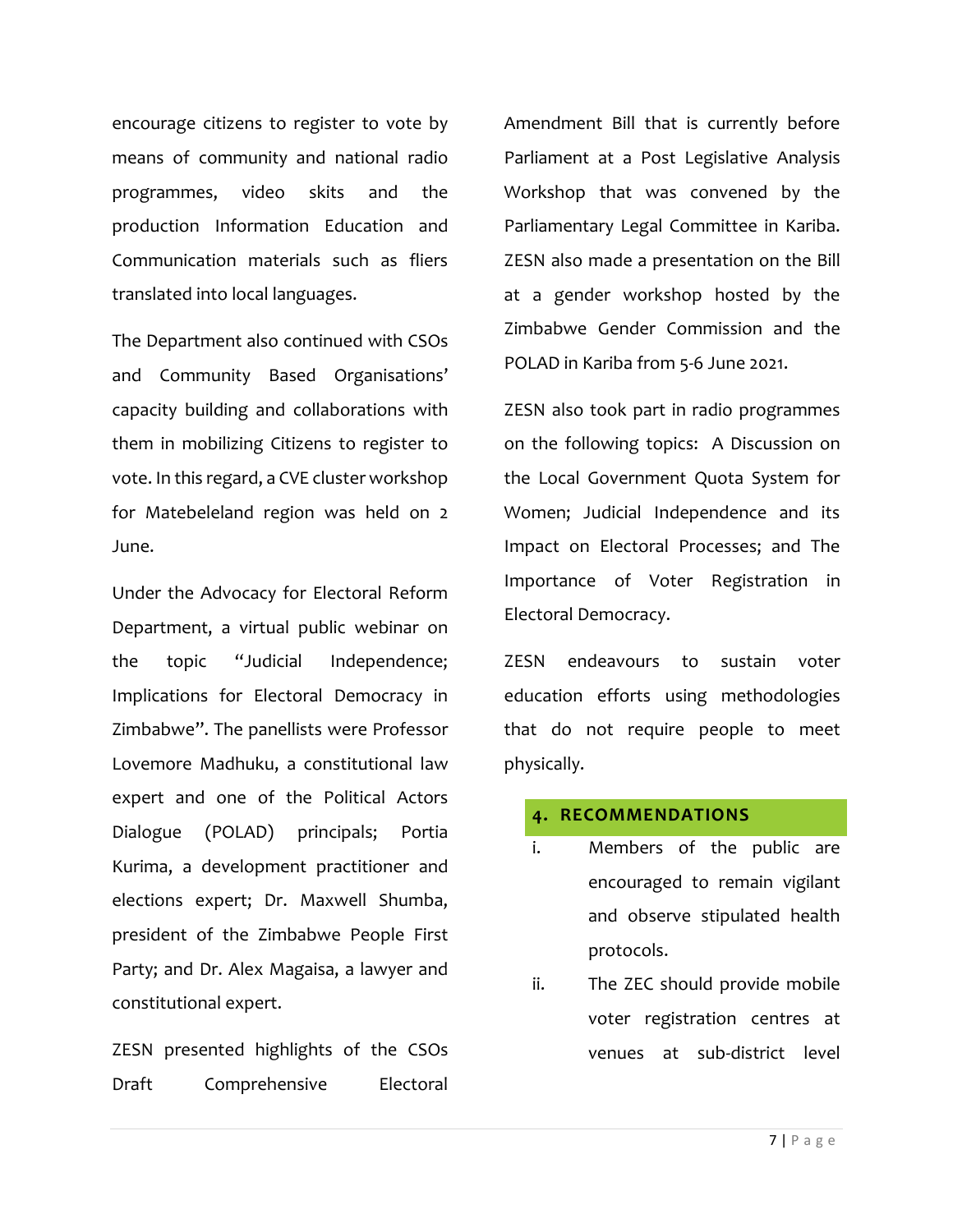encourage citizens to register to vote by means of community and national radio programmes, video skits and the production Information Education and Communication materials such as fliers translated into local languages.

The Department also continued with CSOs and Community Based Organisations' capacity building and collaborations with them in mobilizing Citizens to register to vote. In this regard, a CVE cluster workshop for Matebeleland region was held on 2 June.

Under the Advocacy for Electoral Reform Department, a virtual public webinar on the topic "Judicial Independence; Implications for Electoral Democracy in Zimbabwe". The panellists were Professor Lovemore Madhuku, a constitutional law expert and one of the Political Actors Dialogue (POLAD) principals; Portia Kurima, a development practitioner and elections expert; Dr. Maxwell Shumba, president of the Zimbabwe People First Party; and Dr. Alex Magaisa, a lawyer and constitutional expert.

ZESN presented highlights of the CSOs Draft Comprehensive Electoral Amendment Bill that is currently before Parliament at a Post Legislative Analysis Workshop that was convened by the Parliamentary Legal Committee in Kariba. ZESN also made a presentation on the Bill at a gender workshop hosted by the Zimbabwe Gender Commission and the POLAD in Kariba from 5-6 June 2021.

ZESN also took part in radio programmes on the following topics: A Discussion on the Local Government Quota System for Women; Judicial Independence and its Impact on Electoral Processes; and The Importance of Voter Registration in Electoral Democracy.

ZESN endeavours to sustain voter education efforts using methodologies that do not require people to meet physically.

## 4. RECOMMENDATIONS

i. Members of the public are encouraged to remain vigilant and observe stipulated health protocols.

ii. The ZEC should provide mobile voter registration centres at venues at sub-district level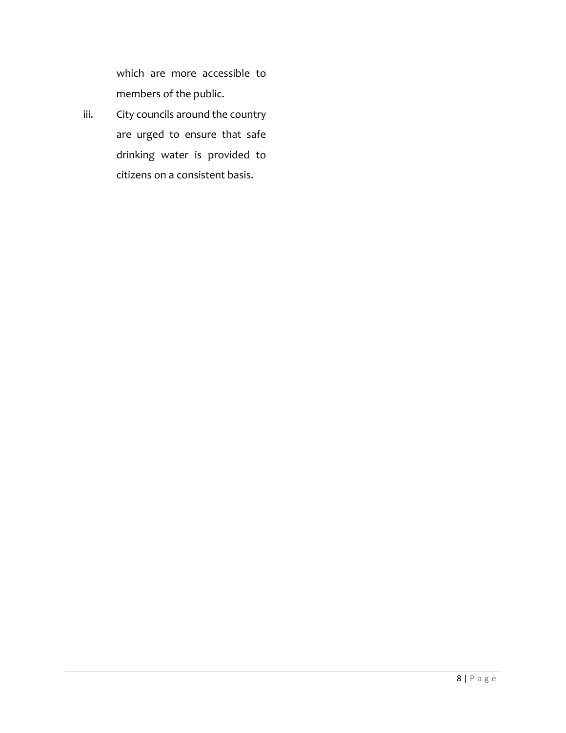which are more accessible to members of the public.

iii. City councils around the country are urged to ensure that safe drinking water is provided to citizens on a consistent basis.